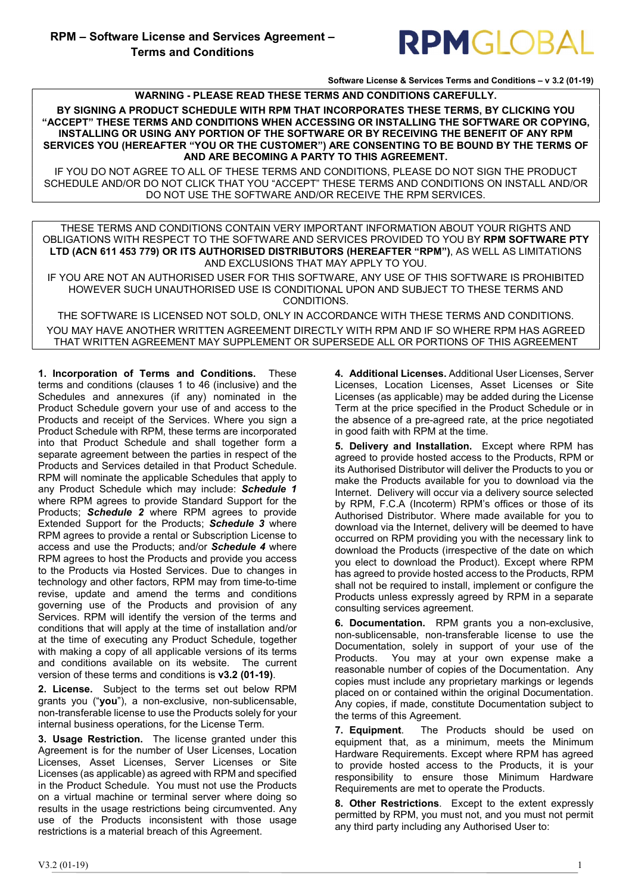# RPM – Software License and Services Agreement – Terms and Conditions

RPMGLOBAL

**Software License & Services Terms and Conditions – v 3.2 (01-19)**

**WARNING - PLEASE READ THESE TERMS AND CONDITIONS CAREFULLY.**

**BY SIGNING A PRODUCT SCHEDULE WITH RPM THAT INCORPORATES THESE TERMS, BY CLICKING YOU "ACCEPT" THESE TERMS AND CONDITIONS WHEN ACCESSING OR INSTALLING THE SOFTWARE OR COPYING, INSTALLING OR USING ANY PORTION OF THE SOFTWARE OR BY RECEIVING THE BENEFIT OF ANY RPM SERVICES YOU (HEREAFTER "YOU OR THE CUSTOMER") ARE CONSENTING TO BE BOUND BY THE TERMS OF AND ARE BECOMING A PARTY TO THIS AGREEMENT.**

IF YOU DO NOT AGREE TO ALL OF THESE TERMS AND CONDITIONS, PLEASE DO NOT SIGN THE PRODUCT SCHEDULE AND/OR DO NOT CLICK THAT YOU "ACCEPT" THESE TERMS AND CONDITIONS ON INSTALL AND/OR DO NOT USE THE SOFTWARE AND/OR RECEIVE THE RPM SERVICES.

THESE TERMS AND CONDITIONS CONTAIN VERY IMPORTANT INFORMATION ABOUT YOUR RIGHTS AND OBLIGATIONS WITH RESPECT TO THE SOFTWARE AND SERVICES PROVIDED TO YOU BY **RPM SOFTWARE PTY LTD (ACN 611 453 779) OR ITS AUTHORISED DISTRIBUTORS (HEREAFTER "RPM")**, AS WELL AS LIMITATIONS AND EXCLUSIONS THAT MAY APPLY TO YOU.

IF YOU ARE NOT AN AUTHORISED USER FOR THIS SOFTWARE, ANY USE OF THIS SOFTWARE IS PROHIBITED HOWEVER SUCH UNAUTHORISED USE IS CONDITIONAL UPON AND SUBJECT TO THESE TERMS AND CONDITIONS.

THE SOFTWARE IS LICENSED NOT SOLD, ONLY IN ACCORDANCE WITH THESE TERMS AND CONDITIONS.

YOU MAY HAVE ANOTHER WRITTEN AGREEMENT DIRECTLY WITH RPM AND IF SO WHERE RPM HAS AGREED THAT WRITTEN AGREEMENT MAY SUPPLEMENT OR SUPERSEDE ALL OR PORTIONS OF THIS AGREEMENT

**1. Incorporation of Terms and Conditions.** These terms and conditions (clauses 1 to 46 (inclusive) and the Schedules and annexures (if any) nominated in the Product Schedule govern your use of and access to the Products and receipt of the Services. Where you sign a Product Schedule with RPM, these terms are incorporated into that Product Schedule and shall together form a separate agreement between the parties in respect of the Products and Services detailed in that Product Schedule. RPM will nominate the applicable Schedules that apply to any Product Schedule which may include: ***Schedule 1*** where RPM agrees to provide Standard Support for the Products; ***Schedule 2*** where RPM agrees to provide Extended Support for the Products; ***Schedule 3*** where RPM agrees to provide a rental or Subscription License to access and use the Products; and/or ***Schedule 4*** where RPM agrees to host the Products and provide you access to the Products via Hosted Services. Due to changes in technology and other factors, RPM may from time-to-time revise, update and amend the terms and conditions governing use of the Products and provision of any Services. RPM will identify the version of the terms and conditions that will apply at the time of installation and/or at the time of executing any Product Schedule, together with making a copy of all applicable versions of its terms and conditions available on its website. The current version of these terms and conditions is **v3.2 (01-19)**.

**2. License.** Subject to the terms set out below RPM grants you ("**you**"), a non-exclusive, non-sublicensable, non-transferable license to use the Products solely for your internal business operations, for the License Term.

**3. Usage Restriction.** The license granted under this Agreement is for the number of User Licenses, Location Licenses, Asset Licenses, Server Licenses or Site Licenses (as applicable) as agreed with RPM and specified in the Product Schedule. You must not use the Products on a virtual machine or terminal server where doing so results in the usage restrictions being circumvented. Any use of the Products inconsistent with those usage restrictions is a material breach of this Agreement.

**4. Additional Licenses.** Additional User Licenses, Server Licenses, Location Licenses, Asset Licenses or Site Licenses (as applicable) may be added during the License Term at the price specified in the Product Schedule or in the absence of a pre-agreed rate, at the price negotiated in good faith with RPM at the time.

**5. Delivery and Installation.** Except where RPM has agreed to provide hosted access to the Products, RPM or its Authorised Distributor will deliver the Products to you or make the Products available for you to download via the Internet. Delivery will occur via a delivery source selected by RPM, F.C.A (Incoterm) RPM's offices or those of its Authorised Distributor. Where made available for you to download via the Internet, delivery will be deemed to have occurred on RPM providing you with the necessary link to download the Products (irrespective of the date on which you elect to download the Product). Except where RPM has agreed to provide hosted access to the Products, RPM shall not be required to install, implement or configure the Products unless expressly agreed by RPM in a separate consulting services agreement.

**6. Documentation.** RPM grants you a non-exclusive, non-sublicensable, non-transferable license to use the Documentation, solely in support of your use of the Products. You may at your own expense make a reasonable number of copies of the Documentation. Any copies must include any proprietary markings or legends placed on or contained within the original Documentation. Any copies, if made, constitute Documentation subject to the terms of this Agreement.

**7. Equipment.** The Products should be used on equipment that, as a minimum, meets the Minimum Hardware Requirements. Except where RPM has agreed to provide hosted access to the Products, it is your responsibility to ensure those Minimum Hardware Requirements are met to operate the Products.

**8. Other Restrictions.** Except to the extent expressly permitted by RPM, you must not, and you must not permit any third party including any Authorised User to: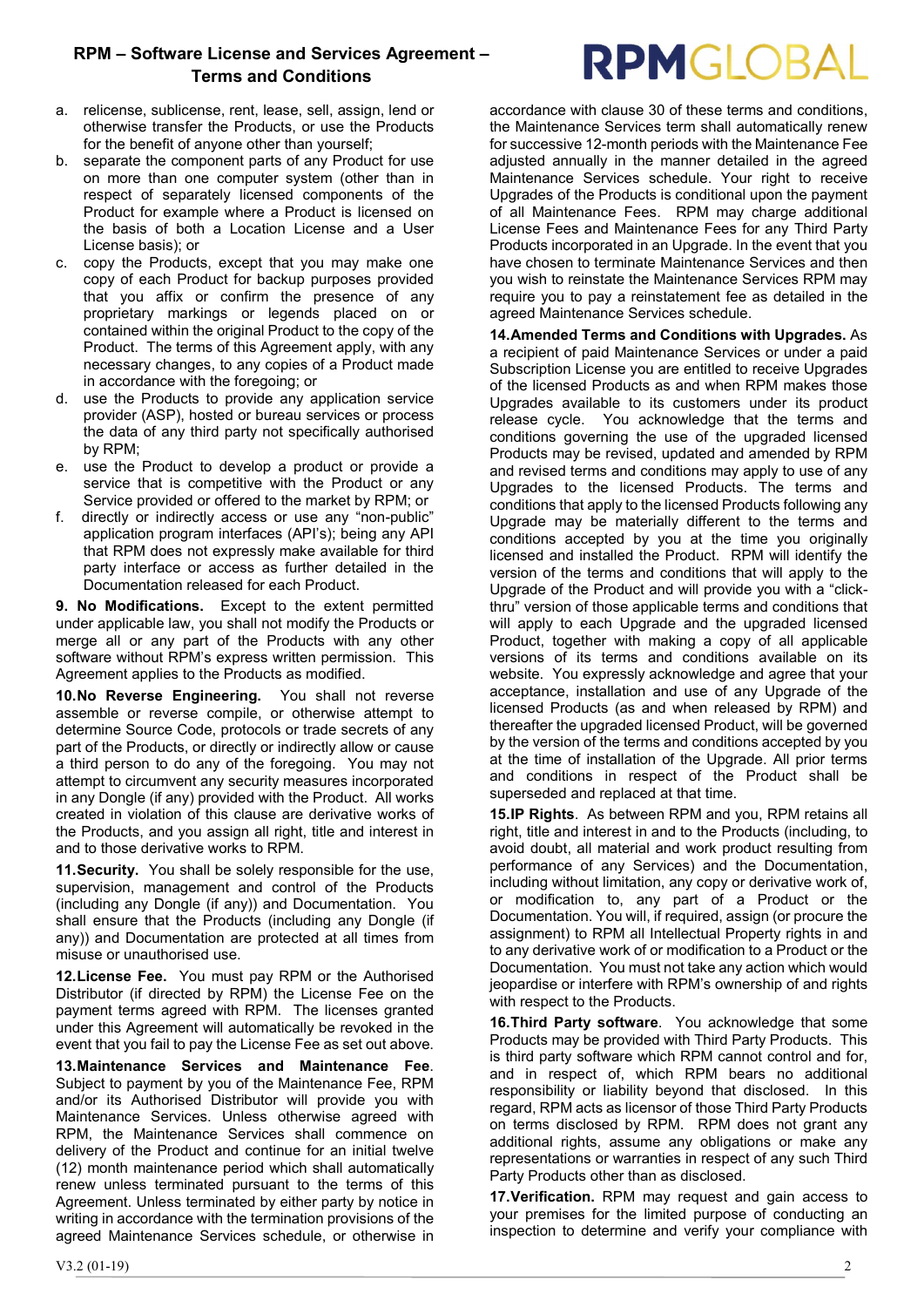a. relicense, sublicense, rent, lease, sell, assign, lend or otherwise transfer the Products, or use the Products for the benefit of anyone other than yourself;
b. separate the component parts of any Product for use on more than one computer system (other than in respect of separately licensed components of the Product for example where a Product is licensed on the basis of both a Location License and a User License basis); or
c. copy the Products, except that you may make one copy of each Product for backup purposes provided that you affix or confirm the presence of any proprietary markings or legends placed on or contained within the original Product to the copy of the Product. The terms of this Agreement apply, with any necessary changes, to any copies of a Product made in accordance with the foregoing; or
d. use the Products to provide any application service provider (ASP), hosted or bureau services or process the data of any third party not specifically authorised by RPM;
e. use the Product to develop a product or provide a service that is competitive with the Product or any Service provided or offered to the market by RPM; or
f. directly or indirectly access or use any "non-public" application program interfaces (API's); being any API that RPM does not expressly make available for third party interface or access as further detailed in the Documentation released for each Product.

**9. No Modifications.** Except to the extent permitted under applicable law, you shall not modify the Products or merge all or any part of the Products with any other software without RPM's express written permission. This Agreement applies to the Products as modified.

**10. No Reverse Engineering.** You shall not reverse assemble or reverse compile, or otherwise attempt to determine Source Code, protocols or trade secrets of any part of the Products, or directly or indirectly allow or cause a third person to do any of the foregoing. You may not attempt to circumvent any security measures incorporated in any Dongle (if any) provided with the Product. All works created in violation of this clause are derivative works of the Products, and you assign all right, title and interest in and to those derivative works to RPM.

**11. Security.** You shall be solely responsible for the use, supervision, management and control of the Products (including any Dongle (if any)) and Documentation. You shall ensure that the Products (including any Dongle (if any)) and Documentation are protected at all times from misuse or unauthorised use.

**12. License Fee.** You must pay RPM or the Authorised Distributor (if directed by RPM) the License Fee on the payment terms agreed with RPM. The licenses granted under this Agreement will automatically be revoked in the event that you fail to pay the License Fee as set out above.

**13. Maintenance Services and Maintenance Fee.** Subject to payment by you of the Maintenance Fee, RPM and/or its Authorised Distributor will provide you with Maintenance Services. Unless otherwise agreed with RPM, the Maintenance Services shall commence on delivery of the Product and continue for an initial twelve (12) month maintenance period which shall automatically renew unless terminated pursuant to the terms of this Agreement. Unless terminated by either party by notice in writing in accordance with the termination provisions of the agreed Maintenance Services schedule, or otherwise in accordance with clause 30 of these terms and conditions, the Maintenance Services term shall automatically renew for successive 12-month periods with the Maintenance Fee adjusted annually in the manner detailed in the agreed Maintenance Services schedule. Your right to receive Upgrades of the Products is conditional upon the payment of all Maintenance Fees. RPM may charge additional License Fees and Maintenance Fees for any Third Party Products incorporated in an Upgrade. In the event that you have chosen to terminate Maintenance Services and then you wish to reinstate the Maintenance Services RPM may require you to pay a reinstatement fee as detailed in the agreed Maintenance Services schedule.

**14. Amended Terms and Conditions with Upgrades.** As a recipient of paid Maintenance Services or under a paid Subscription License you are entitled to receive Upgrades of the licensed Products as and when RPM makes those Upgrades available to its customers under its product release cycle. You acknowledge that the terms and conditions governing the use of the upgraded licensed Products may be revised, updated and amended by RPM and revised terms and conditions may apply to use of any Upgrades to the licensed Products. The terms and conditions that apply to the licensed Products following any Upgrade may be materially different to the terms and conditions accepted by you at the time you originally licensed and installed the Product. RPM will identify the version of the terms and conditions that will apply to the Upgrade of the Product and will provide you with a "click-thru" version of those applicable terms and conditions that will apply to each Upgrade and the upgraded licensed Product, together with making a copy of all applicable versions of its terms and conditions available on its website. You expressly acknowledge and agree that your acceptance, installation and use of any Upgrade of the licensed Products (as and when released by RPM) and thereafter the upgraded licensed Product, will be governed by the version of the terms and conditions accepted by you at the time of installation of the Upgrade. All prior terms and conditions in respect of the Product shall be superseded and replaced at that time.

**15. IP Rights.** As between RPM and you, RPM retains all right, title and interest in and to the Products (including, to avoid doubt, all material and work product resulting from performance of any Services) and the Documentation, including without limitation, any copy or derivative work of, or modification to, any part of a Product or the Documentation. You will, if required, assign (or procure the assignment) to RPM all Intellectual Property rights in and to any derivative work of or modification to a Product or the Documentation. You must not take any action which would jeopardise or interfere with RPM's ownership of and rights with respect to the Products.

**16. Third Party software.** You acknowledge that some Products may be provided with Third Party Products. This is third party software which RPM cannot control and for, and in respect of, which RPM bears no additional responsibility or liability beyond that disclosed. In this regard, RPM acts as licensor of those Third Party Products on terms disclosed by RPM. RPM does not grant any additional rights, assume any obligations or make any representations or warranties in respect of any such Third Party Products other than as disclosed.

**17. Verification.** RPM may request and gain access to your premises for the limited purpose of conducting an inspection to determine and verify your compliance with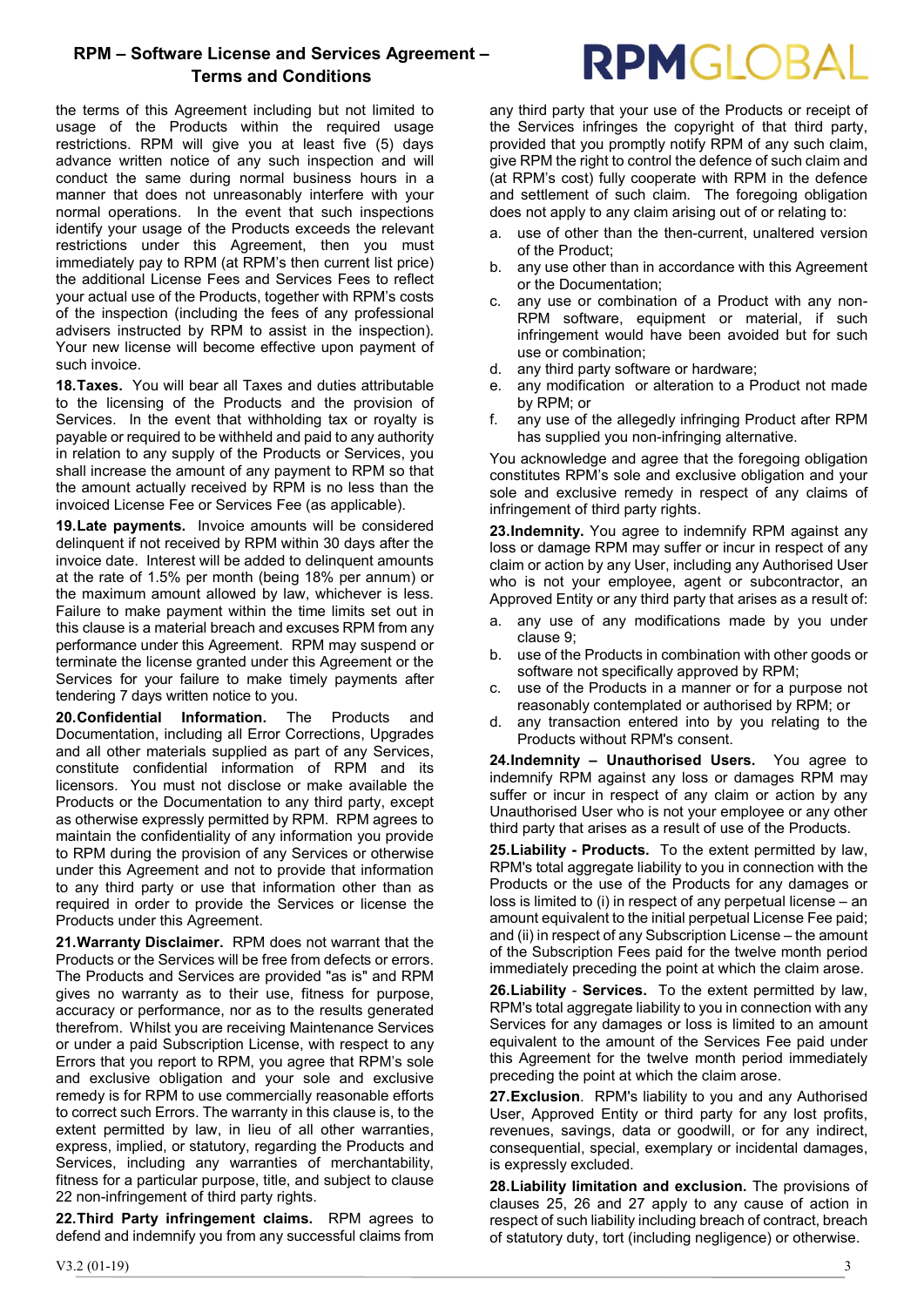the terms of this Agreement including but not limited to usage of the Products within the required usage restrictions. RPM will give you at least five (5) days advance written notice of any such inspection and will conduct the same during normal business hours in a manner that does not unreasonably interfere with your normal operations. In the event that such inspections identify your usage of the Products exceeds the relevant restrictions under this Agreement, then you must immediately pay to RPM (at RPM's then current list price) the additional License Fees and Services Fees to reflect your actual use of the Products, together with RPM's costs of the inspection (including the fees of any professional advisers instructed by RPM to assist in the inspection). Your new license will become effective upon payment of such invoice.

**18.Taxes.** You will bear all Taxes and duties attributable to the licensing of the Products and the provision of Services. In the event that withholding tax or royalty is payable or required to be withheld and paid to any authority in relation to any supply of the Products or Services, you shall increase the amount of any payment to RPM so that the amount actually received by RPM is no less than the invoiced License Fee or Services Fee (as applicable).

**19.Late payments.** Invoice amounts will be considered delinquent if not received by RPM within 30 days after the invoice date. Interest will be added to delinquent amounts at the rate of 1.5% per month (being 18% per annum) or the maximum amount allowed by law, whichever is less. Failure to make payment within the time limits set out in this clause is a material breach and excuses RPM from any performance under this Agreement. RPM may suspend or terminate the license granted under this Agreement or the Services for your failure to make timely payments after tendering 7 days written notice to you.

**20.Confidential Information.** The Products and Documentation, including all Error Corrections, Upgrades and all other materials supplied as part of any Services, constitute confidential information of RPM and its licensors. You must not disclose or make available the Products or the Documentation to any third party, except as otherwise expressly permitted by RPM. RPM agrees to maintain the confidentiality of any information you provide to RPM during the provision of any Services or otherwise under this Agreement and not to provide that information to any third party or use that information other than as required in order to provide the Services or license the Products under this Agreement.

**21.Warranty Disclaimer.** RPM does not warrant that the Products or the Services will be free from defects or errors. The Products and Services are provided "as is" and RPM gives no warranty as to their use, fitness for purpose, accuracy or performance, nor as to the results generated therefrom. Whilst you are receiving Maintenance Services or under a paid Subscription License, with respect to any Errors that you report to RPM, you agree that RPM's sole and exclusive obligation and your sole and exclusive remedy is for RPM to use commercially reasonable efforts to correct such Errors. The warranty in this clause is, to the extent permitted by law, in lieu of all other warranties, express, implied, or statutory, regarding the Products and Services, including any warranties of merchantability, fitness for a particular purpose, title, and subject to clause 22 non-infringement of third party rights.

**22.Third Party infringement claims.** RPM agrees to defend and indemnify you from any successful claims from any third party that your use of the Products or receipt of the Services infringes the copyright of that third party, provided that you promptly notify RPM of any such claim, give RPM the right to control the defence of such claim and (at RPM's cost) fully cooperate with RPM in the defence and settlement of such claim. The foregoing obligation does not apply to any claim arising out of or relating to:

a. use of other than the then-current, unaltered version of the Product;
b. any use other than in accordance with this Agreement or the Documentation;
c. any use or combination of a Product with any non-RPM software, equipment or material, if such infringement would have been avoided but for such use or combination;
d. any third party software or hardware;
e. any modification or alteration to a Product not made by RPM; or
f. any use of the allegedly infringing Product after RPM has supplied you non-infringing alternative.

You acknowledge and agree that the foregoing obligation constitutes RPM's sole and exclusive obligation and your sole and exclusive remedy in respect of any claims of infringement of third party rights.

**23.Indemnity.** You agree to indemnify RPM against any loss or damage RPM may suffer or incur in respect of any claim or action by any User, including any Authorised User who is not your employee, agent or subcontractor, an Approved Entity or any third party that arises as a result of:

a. any use of any modifications made by you under clause 9;
b. use of the Products in combination with other goods or software not specifically approved by RPM;
c. use of the Products in a manner or for a purpose not reasonably contemplated or authorised by RPM; or
d. any transaction entered into by you relating to the Products without RPM's consent.

**24.Indemnity – Unauthorised Users.** You agree to indemnify RPM against any loss or damages RPM may suffer or incur in respect of any claim or action by any Unauthorised User who is not your employee or any other third party that arises as a result of use of the Products.

**25.Liability - Products.** To the extent permitted by law, RPM's total aggregate liability to you in connection with the Products or the use of the Products for any damages or loss is limited to (i) in respect of any perpetual license – an amount equivalent to the initial perpetual License Fee paid; and (ii) in respect of any Subscription License – the amount of the Subscription Fees paid for the twelve month period immediately preceding the point at which the claim arose.

**26.Liability - Services.** To the extent permitted by law, RPM's total aggregate liability to you in connection with any Services for any damages or loss is limited to an amount equivalent to the amount of the Services Fee paid under this Agreement for the twelve month period immediately preceding the point at which the claim arose.

**27.Exclusion**. RPM's liability to you and any Authorised User, Approved Entity or third party for any lost profits, revenues, savings, data or goodwill, or for any indirect, consequential, special, exemplary or incidental damages, is expressly excluded.

**28.Liability limitation and exclusion.** The provisions of clauses 25, 26 and 27 apply to any cause of action in respect of such liability including breach of contract, breach of statutory duty, tort (including negligence) or otherwise.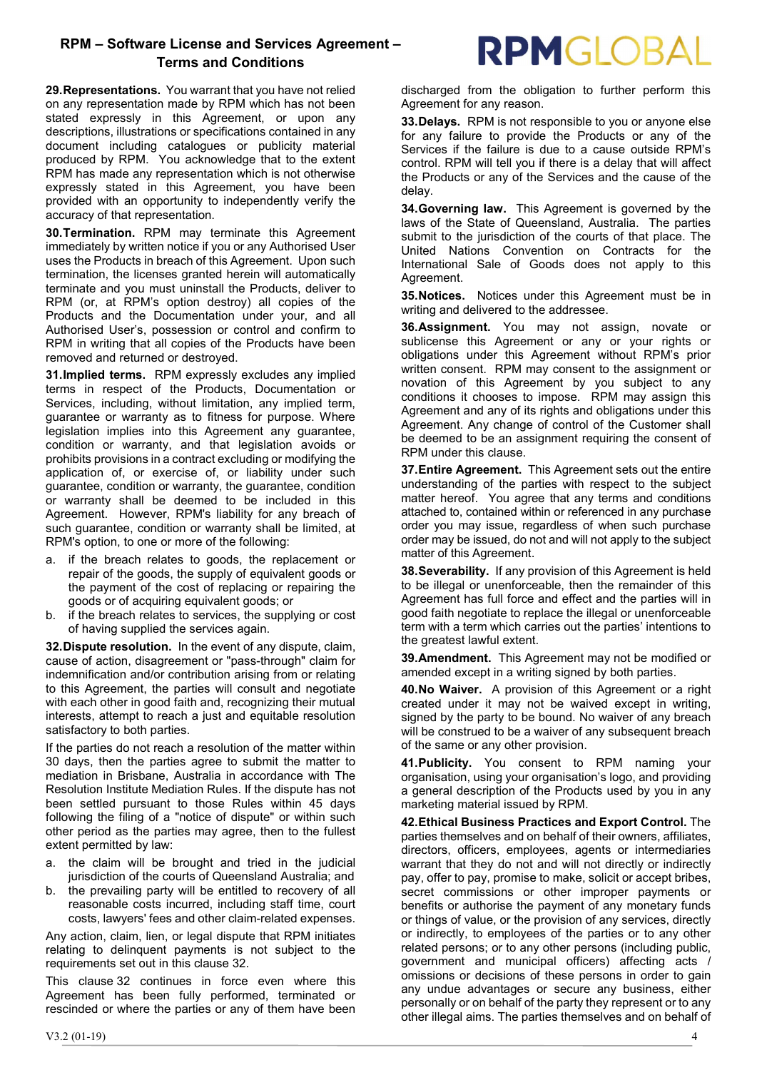**29.Representations.** You warrant that you have not relied on any representation made by RPM which has not been stated expressly in this Agreement, or upon any descriptions, illustrations or specifications contained in any document including catalogues or publicity material produced by RPM. You acknowledge that to the extent RPM has made any representation which is not otherwise expressly stated in this Agreement, you have been provided with an opportunity to independently verify the accuracy of that representation.

**30.Termination.** RPM may terminate this Agreement immediately by written notice if you or any Authorised User uses the Products in breach of this Agreement. Upon such termination, the licenses granted herein will automatically terminate and you must uninstall the Products, deliver to RPM (or, at RPM's option destroy) all copies of the Products and the Documentation under your, and all Authorised User's, possession or control and confirm to RPM in writing that all copies of the Products have been removed and returned or destroyed.

**31.Implied terms.** RPM expressly excludes any implied terms in respect of the Products, Documentation or Services, including, without limitation, any implied term, guarantee or warranty as to fitness for purpose. Where legislation implies into this Agreement any guarantee, condition or warranty, and that legislation avoids or prohibits provisions in a contract excluding or modifying the application of, or exercise of, or liability under such guarantee, condition or warranty, the guarantee, condition or warranty shall be deemed to be included in this Agreement. However, RPM's liability for any breach of such guarantee, condition or warranty shall be limited, at RPM's option, to one or more of the following:

a. if the breach relates to goods, the replacement or repair of the goods, the supply of equivalent goods or the payment of the cost of replacing or repairing the goods or of acquiring equivalent goods; or
b. if the breach relates to services, the supplying or cost of having supplied the services again.

**32.Dispute resolution.** In the event of any dispute, claim, cause of action, disagreement or "pass-through" claim for indemnification and/or contribution arising from or relating to this Agreement, the parties will consult and negotiate with each other in good faith and, recognizing their mutual interests, attempt to reach a just and equitable resolution satisfactory to both parties.

If the parties do not reach a resolution of the matter within 30 days, then the parties agree to submit the matter to mediation in Brisbane, Australia in accordance with The Resolution Institute Mediation Rules. If the dispute has not been settled pursuant to those Rules within 45 days following the filing of a "notice of dispute" or within such other period as the parties may agree, then to the fullest extent permitted by law:

a. the claim will be brought and tried in the judicial jurisdiction of the courts of Queensland Australia; and
b. the prevailing party will be entitled to recovery of all reasonable costs incurred, including staff time, court costs, lawyers' fees and other claim-related expenses.

Any action, claim, lien, or legal dispute that RPM initiates relating to delinquent payments is not subject to the requirements set out in this clause 32.

This clause 32 continues in force even where this Agreement has been fully performed, terminated or rescinded or where the parties or any of them have been discharged from the obligation to further perform this Agreement for any reason.

**33.Delays.** RPM is not responsible to you or anyone else for any failure to provide the Products or any of the Services if the failure is due to a cause outside RPM's control. RPM will tell you if there is a delay that will affect the Products or any of the Services and the cause of the delay.

**34.Governing law.** This Agreement is governed by the laws of the State of Queensland, Australia. The parties submit to the jurisdiction of the courts of that place. The United Nations Convention on Contracts for the International Sale of Goods does not apply to this Agreement.

**35.Notices.** Notices under this Agreement must be in writing and delivered to the addressee.

**36.Assignment.** You may not assign, novate or sublicense this Agreement or any or your rights or obligations under this Agreement without RPM's prior written consent. RPM may consent to the assignment or novation of this Agreement by you subject to any conditions it chooses to impose. RPM may assign this Agreement and any of its rights and obligations under this Agreement. Any change of control of the Customer shall be deemed to be an assignment requiring the consent of RPM under this clause.

**37.Entire Agreement.** This Agreement sets out the entire understanding of the parties with respect to the subject matter hereof. You agree that any terms and conditions attached to, contained within or referenced in any purchase order you may issue, regardless of when such purchase order may be issued, do not and will not apply to the subject matter of this Agreement.

**38.Severability.** If any provision of this Agreement is held to be illegal or unenforceable, then the remainder of this Agreement has full force and effect and the parties will in good faith negotiate to replace the illegal or unenforceable term with a term which carries out the parties' intentions to the greatest lawful extent.

**39.Amendment.** This Agreement may not be modified or amended except in a writing signed by both parties.

**40.No Waiver.** A provision of this Agreement or a right created under it may not be waived except in writing, signed by the party to be bound. No waiver of any breach will be construed to be a waiver of any subsequent breach of the same or any other provision.

**41.Publicity.** You consent to RPM naming your organisation, using your organisation's logo, and providing a general description of the Products used by you in any marketing material issued by RPM.

**42.Ethical Business Practices and Export Control.** The parties themselves and on behalf of their owners, affiliates, directors, officers, employees, agents or intermediaries warrant that they do not and will not directly or indirectly pay, offer to pay, promise to make, solicit or accept bribes, secret commissions or other improper payments or benefits or authorise the payment of any monetary funds or things of value, or the provision of any services, directly or indirectly, to employees of the parties or to any other related persons; or to any other persons (including public, government and municipal officers) affecting acts / omissions or decisions of these persons in order to gain any undue advantages or secure any business, either personally or on behalf of the party they represent or to any other illegal aims. The parties themselves and on behalf of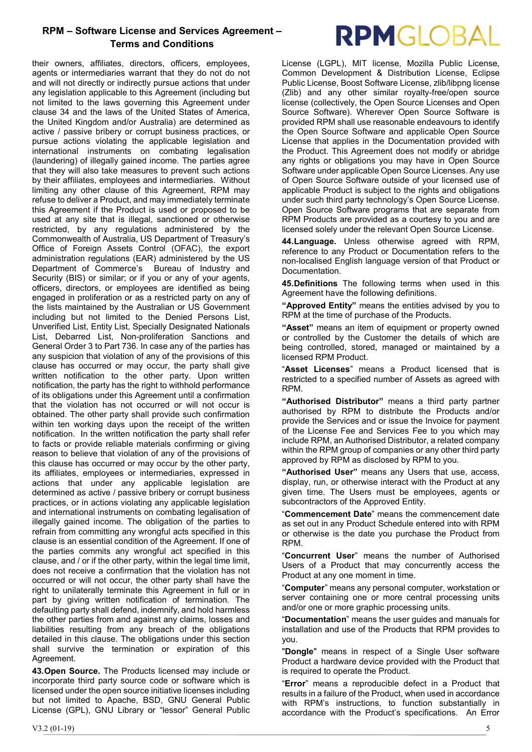their owners, affiliates, directors, officers, employees, agents or intermediaries warrant that they do not do not and will not directly or indirectly pursue actions that under any legislation applicable to this Agreement (including but not limited to the laws governing this Agreement under clause 34 and the laws of the United States of America, the United Kingdom and/or Australia) are determined as active / passive bribery or corrupt business practices, or pursue actions violating the applicable legislation and international instruments on combating legalisation (laundering) of illegally gained income. The parties agree that they will also take measures to prevent such actions by their affiliates, employees and intermediaries. Without limiting any other clause of this Agreement, RPM may refuse to deliver a Product, and may immediately terminate this Agreement if the Product is used or proposed to be used at any site that is illegal, sanctioned or otherwise restricted, by any regulations administered by the Commonwealth of Australia, US Department of Treasury's Office of Foreign Assets Control (OFAC), the export administration regulations (EAR) administered by the US Department of Commerce's Bureau of Industry and Security (BIS) or similar; or if you or any of your agents, officers, directors, or employees are identified as being engaged in proliferation or as a restricted party on any of the lists maintained by the Australian or US Government including but not limited to the Denied Persons List, Unverified List, Entity List, Specially Designated Nationals List, Debarred List, Non-proliferation Sanctions and General Order 3 to Part 736. In case any of the parties has any suspicion that violation of any of the provisions of this clause has occurred or may occur, the party shall give written notification to the other party. Upon written notification, the party has the right to withhold performance of its obligations under this Agreement until a confirmation that the violation has not occurred or will not occur is obtained. The other party shall provide such confirmation within ten working days upon the receipt of the written notification. In the written notification the party shall refer to facts or provide reliable materials confirming or giving reason to believe that violation of any of the provisions of this clause has occurred or may occur by the other party, its affiliates, employees or intermediaries, expressed in actions that under any applicable legislation are determined as active / passive bribery or corrupt business practices, or in actions violating any applicable legislation and international instruments on combating legalisation of illegally gained income. The obligation of the parties to refrain from committing any wrongful acts specified in this clause is an essential condition of the Agreement. If one of the parties commits any wrongful act specified in this clause, and / or if the other party, within the legal time limit, does not receive a confirmation that the violation has not occurred or will not occur, the other party shall have the right to unilaterally terminate this Agreement in full or in part by giving written notification of termination. The defaulting party shall defend, indemnify, and hold harmless the other parties from and against any claims, losses and liabilities resulting from any breach of the obligations detailed in this clause. The obligations under this section shall survive the termination or expiration of this Agreement.

**43.Open Source.** The Products licensed may include or incorporate third party source code or software which is licensed under the open source initiative licenses including but not limited to Apache, BSD, GNU General Public License (GPL), GNU Library or "lessor" General Public License (LGPL), MIT license, Mozilla Public License, Common Development & Distribution License, Eclipse Public License, Boost Software License, zlib/libpng license (Zlib) and any other similar royalty-free/open source license (collectively, the Open Source Licenses and Open Source Software). Wherever Open Source Software is provided RPM shall use reasonable endeavours to identify the Open Source Software and applicable Open Source License that applies in the Documentation provided with the Product. This Agreement does not modify or abridge any rights or obligations you may have in Open Source Software under applicable Open Source Licenses. Any use of Open Source Software outside of your licensed use of applicable Product is subject to the rights and obligations under such third party technology's Open Source License. Open Source Software programs that are separate from RPM Products are provided as a courtesy to you and are licensed solely under the relevant Open Source License.

**44.Language.** Unless otherwise agreed with RPM, reference to any Product or Documentation refers to the non-localised English language version of that Product or Documentation.

**45.Definitions** The following terms when used in this Agreement have the following definitions.

**"Approved Entity"** means the entities advised by you to RPM at the time of purchase of the Products.

**"Asset"** means an item of equipment or property owned or controlled by the Customer the details of which are being controlled, stored, managed or maintained by a licensed RPM Product.

"**Asset Licenses**" means a Product licensed that is restricted to a specified number of Assets as agreed with RPM.

**"Authorised Distributor"** means a third party partner authorised by RPM to distribute the Products and/or provide the Services and or issue the Invoice for payment of the License Fee and Services Fee to you which may include RPM, an Authorised Distributor, a related company within the RPM group of companies or any other third party approved by RPM as disclosed by RPM to you.

**"Authorised User"** means any Users that use, access, display, run, or otherwise interact with the Product at any given time. The Users must be employees, agents or subcontractors of the Approved Entity.

"**Commencement Date**" means the commencement date as set out in any Product Schedule entered into with RPM or otherwise is the date you purchase the Product from RPM.

"**Concurrent User**" means the number of Authorised Users of a Product that may concurrently access the Product at any one moment in time.

"**Computer**" means any personal computer, workstation or server containing one or more central processing units and/or one or more graphic processing units.

"**Documentation**" means the user guides and manuals for installation and use of the Products that RPM provides to you.

"**Dongle**" means in respect of a Single User software Product a hardware device provided with the Product that is required to operate the Product.

"**Error**" means a reproducible defect in a Product that results in a failure of the Product, when used in accordance with RPM's instructions, to function substantially in accordance with the Product's specifications. An Error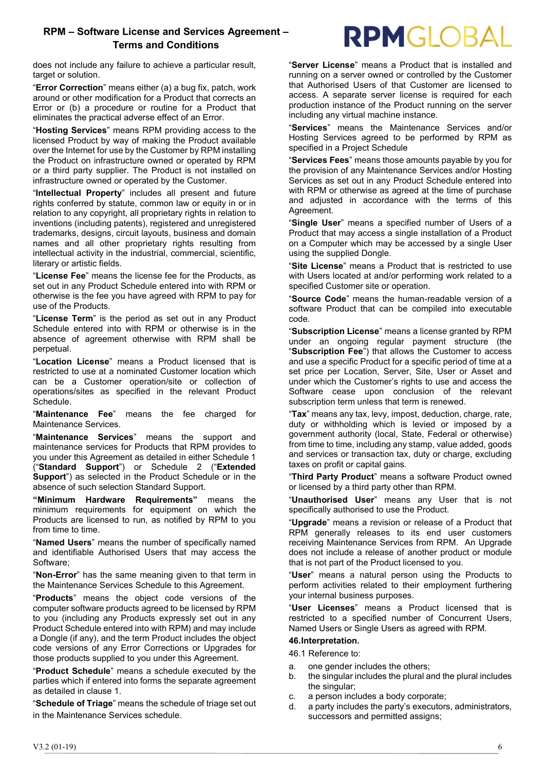does not include any failure to achieve a particular result, target or solution.

"**Error Correction**" means either (a) a bug fix, patch, work around or other modification for a Product that corrects an Error or (b) a procedure or routine for a Product that eliminates the practical adverse effect of an Error.

"**Hosting Services**" means RPM providing access to the licensed Product by way of making the Product available over the Internet for use by the Customer by RPM installing the Product on infrastructure owned or operated by RPM or a third party supplier. The Product is not installed on infrastructure owned or operated by the Customer.

"**Intellectual Property**" includes all present and future rights conferred by statute, common law or equity in or in relation to any copyright, all proprietary rights in relation to inventions (including patents), registered and unregistered trademarks, designs, circuit layouts, business and domain names and all other proprietary rights resulting from intellectual activity in the industrial, commercial, scientific, literary or artistic fields.

"**License Fee**" means the license fee for the Products, as set out in any Product Schedule entered into with RPM or otherwise is the fee you have agreed with RPM to pay for use of the Products.

"**License Term**" is the period as set out in any Product Schedule entered into with RPM or otherwise is in the absence of agreement otherwise with RPM shall be perpetual.

"**Location License**" means a Product licensed that is restricted to use at a nominated Customer location which can be a Customer operation/site or collection of operations/sites as specified in the relevant Product Schedule.

"**Maintenance Fee**" means the fee charged for Maintenance Services.

"**Maintenance Services**" means the support and maintenance services for Products that RPM provides to you under this Agreement as detailed in either Schedule 1 ("**Standard Support**") or Schedule 2 ("**Extended Support**") as selected in the Product Schedule or in the absence of such selection Standard Support.

**"Minimum Hardware Requirements"** means the minimum requirements for equipment on which the Products are licensed to run, as notified by RPM to you from time to time.

"**Named Users**" means the number of specifically named and identifiable Authorised Users that may access the Software;

"**Non-Error**" has the same meaning given to that term in the Maintenance Services Schedule to this Agreement.

"**Products**" means the object code versions of the computer software products agreed to be licensed by RPM to you (including any Products expressly set out in any Product Schedule entered into with RPM) and may include a Dongle (if any), and the term Product includes the object code versions of any Error Corrections or Upgrades for those products supplied to you under this Agreement.

"**Product Schedule**" means a schedule executed by the parties which if entered into forms the separate agreement as detailed in clause 1.

"**Schedule of Triage**" means the schedule of triage set out in the Maintenance Services schedule.

"**Server License**" means a Product that is installed and running on a server owned or controlled by the Customer that Authorised Users of that Customer are licensed to access. A separate server license is required for each production instance of the Product running on the server including any virtual machine instance.

"**Services**" means the Maintenance Services and/or Hosting Services agreed to be performed by RPM as specified in a Project Schedule

"**Services Fees**" means those amounts payable by you for the provision of any Maintenance Services and/or Hosting Services as set out in any Product Schedule entered into with RPM or otherwise as agreed at the time of purchase and adjusted in accordance with the terms of this Agreement.

"**Single User**" means a specified number of Users of a Product that may access a single installation of a Product on a Computer which may be accessed by a single User using the supplied Dongle.

"**Site License**" means a Product that is restricted to use with Users located at and/or performing work related to a specified Customer site or operation.

"**Source Code**" means the human-readable version of a software Product that can be compiled into executable code.

"**Subscription License**" means a license granted by RPM under an ongoing regular payment structure (the "**Subscription Fee**") that allows the Customer to access and use a specific Product for a specific period of time at a set price per Location, Server, Site, User or Asset and under which the Customer's rights to use and access the Software cease upon conclusion of the relevant subscription term unless that term is renewed.

"**Tax**" means any tax, levy, impost, deduction, charge, rate, duty or withholding which is levied or imposed by a government authority (local, State, Federal or otherwise) from time to time, including any stamp, value added, goods and services or transaction tax, duty or charge, excluding taxes on profit or capital gains.

"**Third Party Product**" means a software Product owned or licensed by a third party other than RPM.

"**Unauthorised User**" means any User that is not specifically authorised to use the Product.

"**Upgrade**" means a revision or release of a Product that RPM generally releases to its end user customers receiving Maintenance Services from RPM. An Upgrade does not include a release of another product or module that is not part of the Product licensed to you.

"**User**" means a natural person using the Products to perform activities related to their employment furthering your internal business purposes.

"**User Licenses**" means a Product licensed that is restricted to a specified number of Concurrent Users, Named Users or Single Users as agreed with RPM.

**46.Interpretation.**

46.1 Reference to:

a. one gender includes the others;
b. the singular includes the plural and the plural includes the singular;
c. a person includes a body corporate;
d. a party includes the party's executors, administrators, successors and permitted assigns;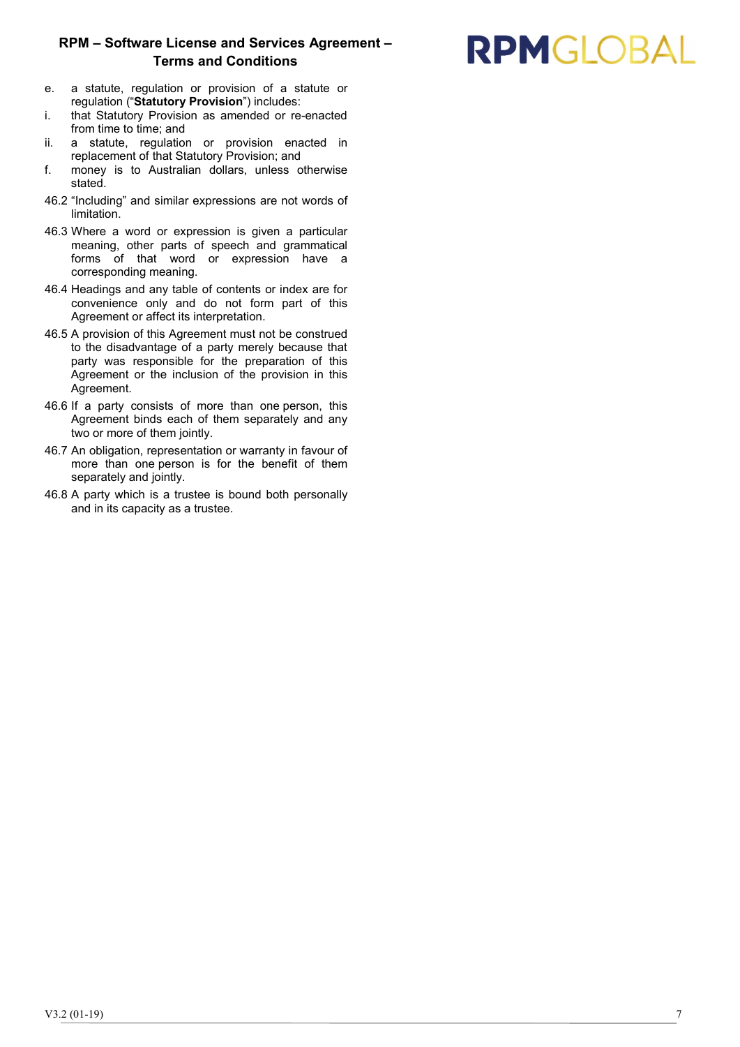e. a statute, regulation or provision of a statute or regulation (“**Statutory Provision**”) includes:

i. that Statutory Provision as amended or re-enacted from time to time; and

ii. a statute, regulation or provision enacted in replacement of that Statutory Provision; and

f. money is to Australian dollars, unless otherwise stated.

46.2 “Including” and similar expressions are not words of limitation.

46.3 Where a word or expression is given a particular meaning, other parts of speech and grammatical forms of that word or expression have a corresponding meaning.

46.4 Headings and any table of contents or index are for convenience only and do not form part of this Agreement or affect its interpretation.

46.5 A provision of this Agreement must not be construed to the disadvantage of a party merely because that party was responsible for the preparation of this Agreement or the inclusion of the provision in this Agreement.

46.6 If a party consists of more than one person, this Agreement binds each of them separately and any two or more of them jointly.

46.7 An obligation, representation or warranty in favour of more than one person is for the benefit of them separately and jointly.

46.8 A party which is a trustee is bound both personally and in its capacity as a trustee.